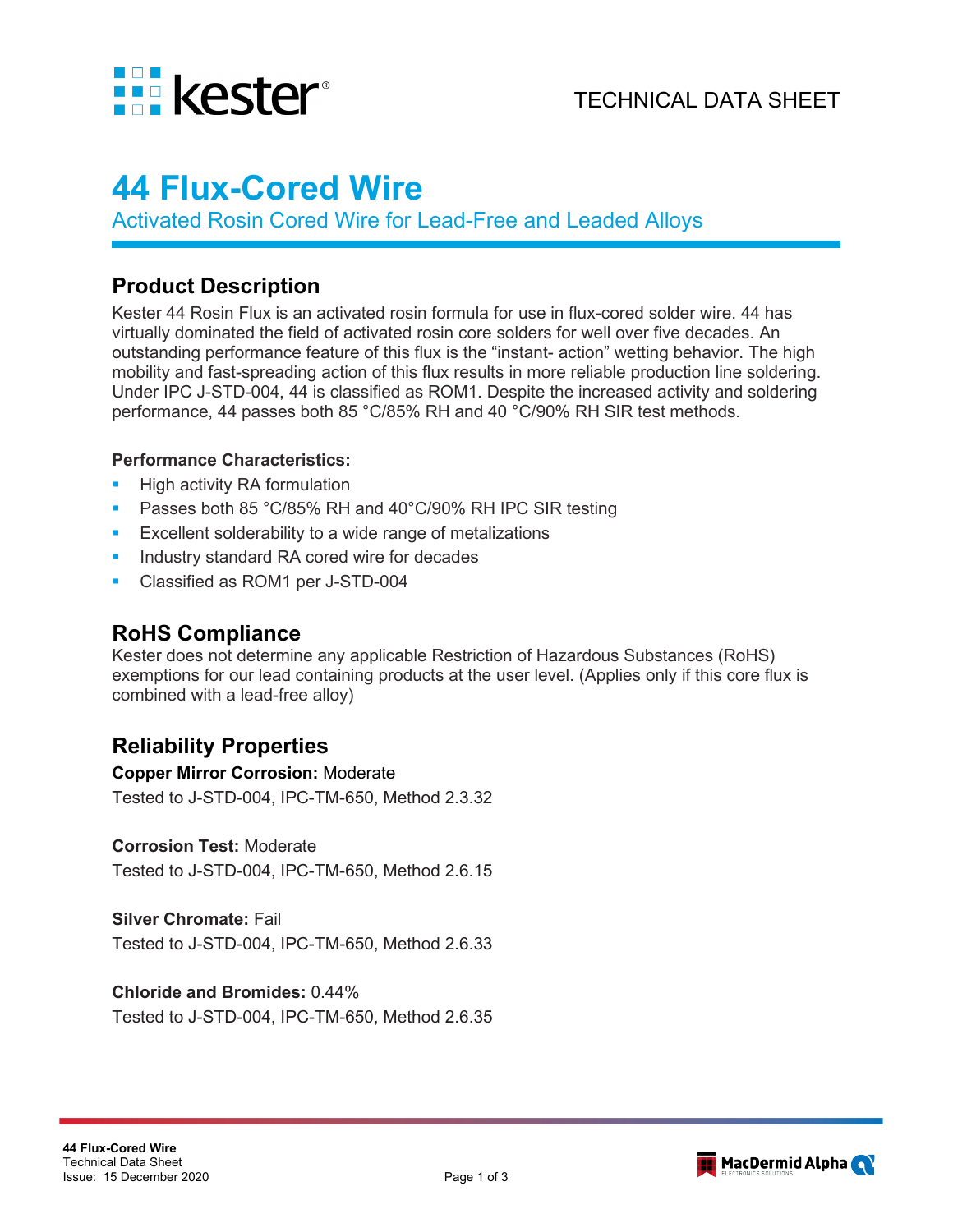TECHNICAL DATA SHEET

# 44 Flux-Cored Wire

Activated Rosin Cored Wire for Lead-Free and Leaded Alloys

## Product Description

Kester 44 Rosin Flux is an activated rosin formula for use in flux-cored solder wire. 44 has virtually dominated the field of activated rosin core solders for well over five decades. An outstanding performance feature of this flux is the “instant- action” wetting behavior. The high mobility and fast-spreading action of this flux results in more reliable production line soldering. Under IPC J-STD-004, 44 is classified as ROM1. Despite the increased activity and soldering performance, 44 passes both 85 °C/85% RH and 40 °C/90% RH SIR test methods.

**Performance Characteristics:**

- High activity RA formulation
- Passes both 85 °C/85% RH and 40°C/90% RH IPC SIR testing
- Excellent solderability to a wide range of metalizations
- Industry standard RA cored wire for decades
- Classified as ROM1 per J-STD-004

## RoHS Compliance

Kester does not determine any applicable Restriction of Hazardous Substances (RoHS) exemptions for our lead containing products at the user level. (Applies only if this core flux is combined with a lead-free alloy)

## Reliability Properties

**Copper Mirror Corrosion:** Moderate
Tested to J-STD-004, IPC-TM-650, Method 2.3.32

**Corrosion Test:** Moderate
Tested to J-STD-004, IPC-TM-650, Method 2.6.15

**Silver Chromate:** Fail
Tested to J-STD-004, IPC-TM-650, Method 2.6.33

**Chloride and Bromides:** 0.44%
Tested to J-STD-004, IPC-TM-650, Method 2.6.35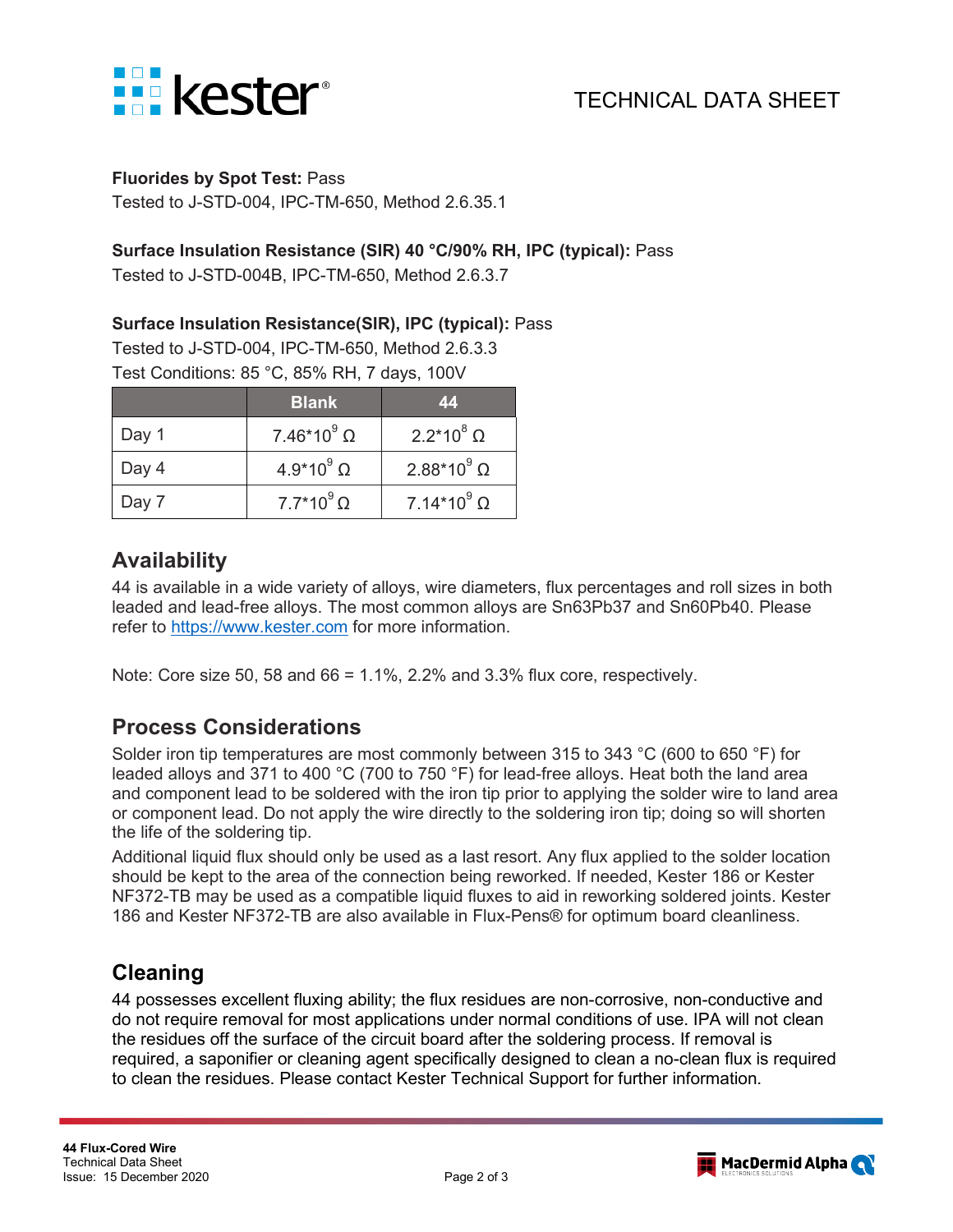**Fluorides by Spot Test:** Pass
Tested to J-STD-004, IPC-TM-650, Method 2.6.35.1

**Surface Insulation Resistance (SIR) 40 °C/90% RH, IPC (typical):** Pass
Tested to J-STD-004B, IPC-TM-650, Method 2.6.3.7

**Surface Insulation Resistance(SIR), IPC (typical):** Pass
Tested to J-STD-004, IPC-TM-650, Method 2.6.3.3
Test Conditions: 85 °C, 85% RH, 7 days, 100V

| | Blank | 44 |
|---|---|---|
| Day 1 | $7.46*10^9$ Ω | $2.2*10^8$ Ω |
| Day 4 | $4.9*10^9$ Ω | $2.88*10^9$ Ω |
| Day 7 | $7.7*10^9$ Ω | $7.14*10^9$ Ω |

## Availability

44 is available in a wide variety of alloys, wire diameters, flux percentages and roll sizes in both leaded and lead-free alloys. The most common alloys are Sn63Pb37 and Sn60Pb40. Please refer to https://www.kester.com for more information.

Note: Core size 50, 58 and 66 = 1.1%, 2.2% and 3.3% flux core, respectively.

## Process Considerations

Solder iron tip temperatures are most commonly between 315 to 343 °C (600 to 650 °F) for leaded alloys and 371 to 400 °C (700 to 750 °F) for lead-free alloys. Heat both the land area and component lead to be soldered with the iron tip prior to applying the solder wire to land area or component lead. Do not apply the wire directly to the soldering iron tip; doing so will shorten the life of the soldering tip.

Additional liquid flux should only be used as a last resort. Any flux applied to the solder location should be kept to the area of the connection being reworked. If needed, Kester 186 or Kester NF372-TB may be used as a compatible liquid fluxes to aid in reworking soldered joints. Kester 186 and Kester NF372-TB are also available in Flux-Pens® for optimum board cleanliness.

## Cleaning

44 possesses excellent fluxing ability; the flux residues are non-corrosive, non-conductive and do not require removal for most applications under normal conditions of use. IPA will not clean the residues off the surface of the circuit board after the soldering process. If removal is required, a saponifier or cleaning agent specifically designed to clean a no-clean flux is required to clean the residues. Please contact Kester Technical Support for further information.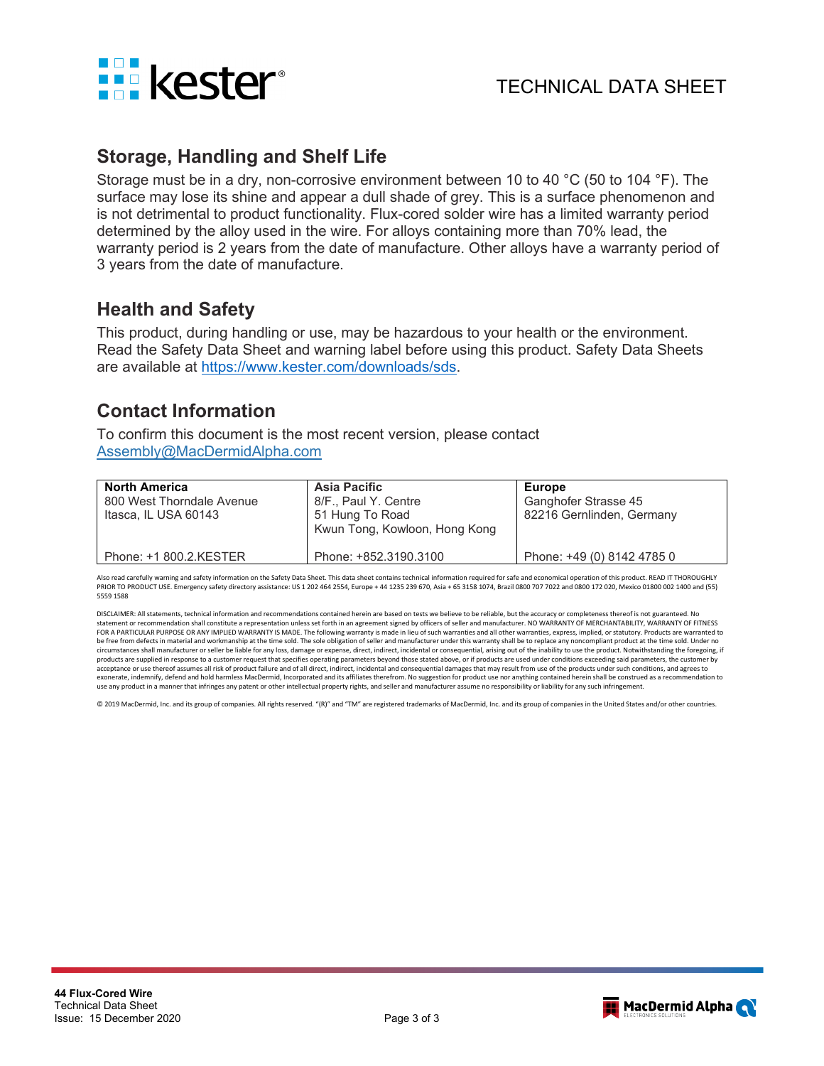## Storage, Handling and Shelf Life

Storage must be in a dry, non-corrosive environment between 10 to 40 °C (50 to 104 °F). The surface may lose its shine and appear a dull shade of grey. This is a surface phenomenon and is not detrimental to product functionality. Flux-cored solder wire has a limited warranty period determined by the alloy used in the wire. For alloys containing more than 70% lead, the warranty period is 2 years from the date of manufacture. Other alloys have a warranty period of 3 years from the date of manufacture.

## Health and Safety

This product, during handling or use, may be hazardous to your health or the environment. Read the Safety Data Sheet and warning label before using this product. Safety Data Sheets are available at https://www.kester.com/downloads/sds.

## Contact Information

To confirm this document is the most recent version, please contact Assembly@MacDermidAlpha.com

| | | |
|---|---|---|
| **North America**<br>800 West Thorndale Avenue<br>Itasca, IL USA 60143<br><br>Phone: +1 800.2.KESTER | **Asia Pacific**<br>8/F., Paul Y. Centre<br>51 Hung To Road<br>Kwun Tong, Kowloon, Hong Kong<br><br>Phone: +852.3190.3100 | **Europe**<br>Ganghofer Strasse 45<br>82216 Gernlinden, Germany<br><br>Phone: +49 (0) 8142 4785 0 |

Also read carefully warning and safety information on the Safety Data Sheet. This data sheet contains technical information required for safe and economical operation of this product. READ IT THOROUGHLY PRIOR TO PRODUCT USE. Emergency safety directory assistance: US 1 202 464 2554, Europe + 44 1235 239 670, Asia + 65 3158 1074, Brazil 0800 707 7022 and 0800 172 020, Mexico 01800 002 1400 and (55) 5559 1588

DISCLAIMER: All statements, technical information and recommendations contained herein are based on tests we believe to be reliable, but the accuracy or completeness thereof is not guaranteed. No statement or recommendation shall constitute a representation unless set forth in an agreement signed by officers of seller and manufacturer. NO WARRANTY OF MERCHANTABILITY, WARRANTY OF FITNESS FOR A PARTICULAR PURPOSE OR ANY IMPLIED WARRANTY IS MADE. The following warranty is made in lieu of such warranties and all other warranties, express, implied, or statutory. Products are warranted to be free from defects in material and workmanship at the time sold. The sole obligation of seller and manufacturer under this warranty shall be to replace any noncompliant product at the time sold. Under no circumstances shall manufacturer or seller be liable for any loss, damage or expense, direct, indirect, incidental or consequential, arising out of the inability to use the product. Notwithstanding the foregoing, if products are supplied in response to a customer request that specifies operating parameters beyond those stated above, or if products are used under conditions exceeding said parameters, the customer by acceptance or use thereof assumes all risk of product failure and of all direct, indirect, incidental and consequential damages that may result from use of the products under such conditions, and agrees to exonerate, indemnify, defend and hold harmless MacDermid, Incorporated and its affiliates therefrom. No suggestion for product use nor anything contained herein shall be construed as a recommendation to use any product in a manner that infringes any patent or other intellectual property rights, and seller and manufacturer assume no responsibility or liability for any such infringement.

© 2019 MacDermid, Inc. and its group of companies. All rights reserved. "(R)" and "TM" are registered trademarks of MacDermid, Inc. and its group of companies in the United States and/or other countries.